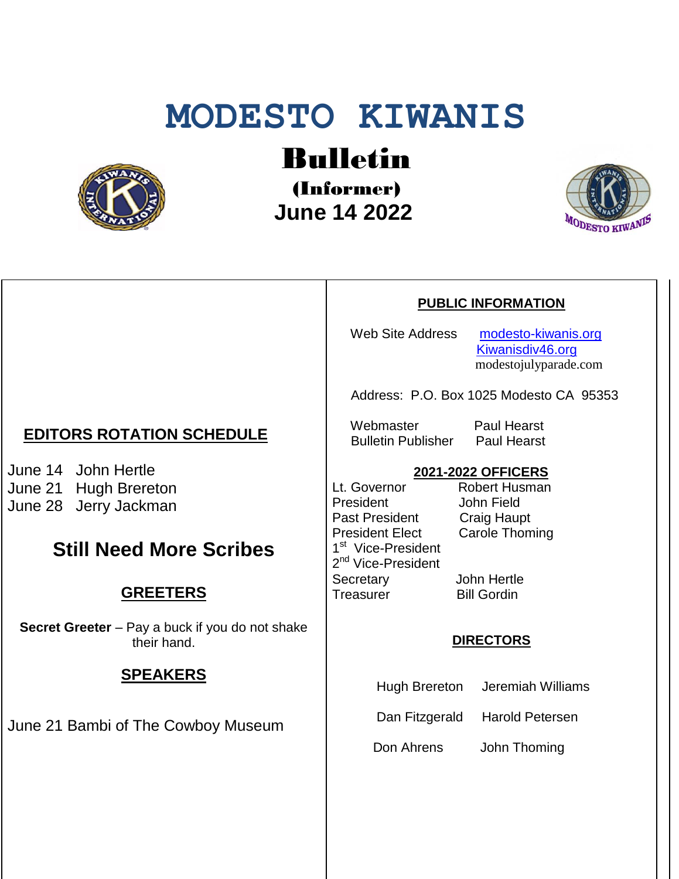# MODESTO KIWANIS

## Bulletin

### (Informer)

### June 14 2022

## EDITORS ROTATION SCHEDULE

June 14 John Hertle
June 21 Hugh Brereton
June 28 Jerry Jackman

## Still Need More Scribes

## GREETERS

**Secret Greeter** – Pay a buck if you do not shake their hand.

## SPEAKERS

June 21 Bambi of The Cowboy Museum

## PUBLIC INFORMATION

Web Site Address modesto-kiwanis.org
Kiwanisdiv46.org
modestojulyparade.com

Address: P.O. Box 1025 Modesto CA 95353

Webmaster Paul Hearst
Bulletin Publisher Paul Hearst

## 2021-2022 OFFICERS

| | |
|---|---|
| Lt. Governor | Robert Husman |
| President | John Field |
| Past President | Craig Haupt |
| President Elect | Carole Thoming |
| 1st Vice-President | |
| 2nd Vice-President | |
| Secretary | John Hertle |
| Treasurer | Bill Gordin |

## DIRECTORS

| | |
|---|---|
| Hugh Brereton | Jeremiah Williams |
| Dan Fitzgerald | Harold Petersen |
| Don Ahrens | John Thoming |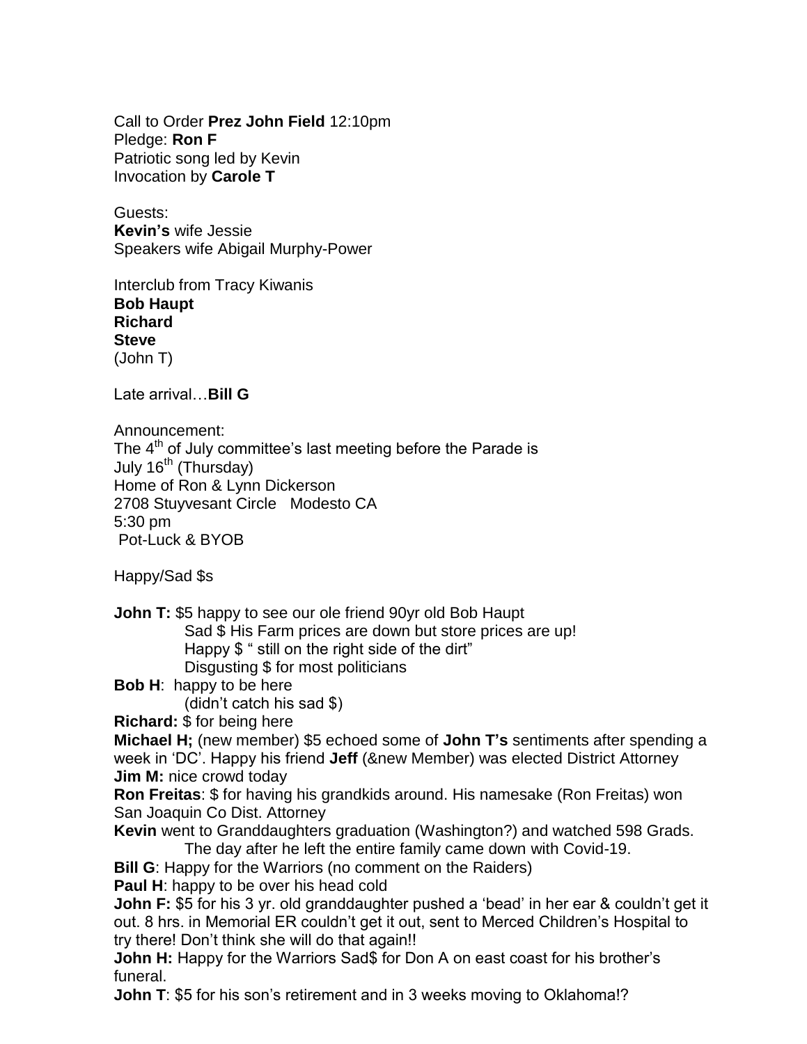Call to Order **Prez John Field** 12:10pm
Pledge: **Ron F**
Patriotic song led by Kevin
Invocation by **Carole T**

Guests:
**Kevin's** wife Jessie
Speakers wife Abigail Murphy-Power

Interclub from Tracy Kiwanis
**Bob Haupt**
**Richard**
**Steve**
(John T)

Late arrival…**Bill G**

Announcement:
The 4th of July committee's last meeting before the Parade is
July 16th (Thursday)
Home of Ron & Lynn Dickerson
2708 Stuyvesant Circle   Modesto CA
5:30 pm
Pot-Luck & BYOB

Happy/Sad $s

**John T:** $5 happy to see our ole friend 90yr old Bob Haupt
Sad $ His Farm prices are down but store prices are up!
Happy $ " still on the right side of the dirt"
Disgusting $ for most politicians

**Bob H**: happy to be here
(didn't catch his sad $)

**Richard:** $ for being here

**Michael H;** (new member) $5 echoed some of **John T's** sentiments after spending a week in 'DC'. Happy his friend **Jeff** (&new Member) was elected District Attorney

**Jim M:** nice crowd today

**Ron Freitas**: $ for having his grandkids around. His namesake (Ron Freitas) won San Joaquin Co Dist. Attorney

**Kevin** went to Granddaughters graduation (Washington?) and watched 598 Grads.
The day after he left the entire family came down with Covid-19.

**Bill G**: Happy for the Warriors (no comment on the Raiders)

**Paul H**: happy to be over his head cold

**John F:** $5 for his 3 yr. old granddaughter pushed a 'bead' in her ear & couldn't get it out. 8 hrs. in Memorial ER couldn't get it out, sent to Merced Children's Hospital to try there! Don't think she will do that again!!

**John H:** Happy for the Warriors Sad$ for Don A on east coast for his brother's funeral.

**John T**: $5 for his son's retirement and in 3 weeks moving to Oklahoma!?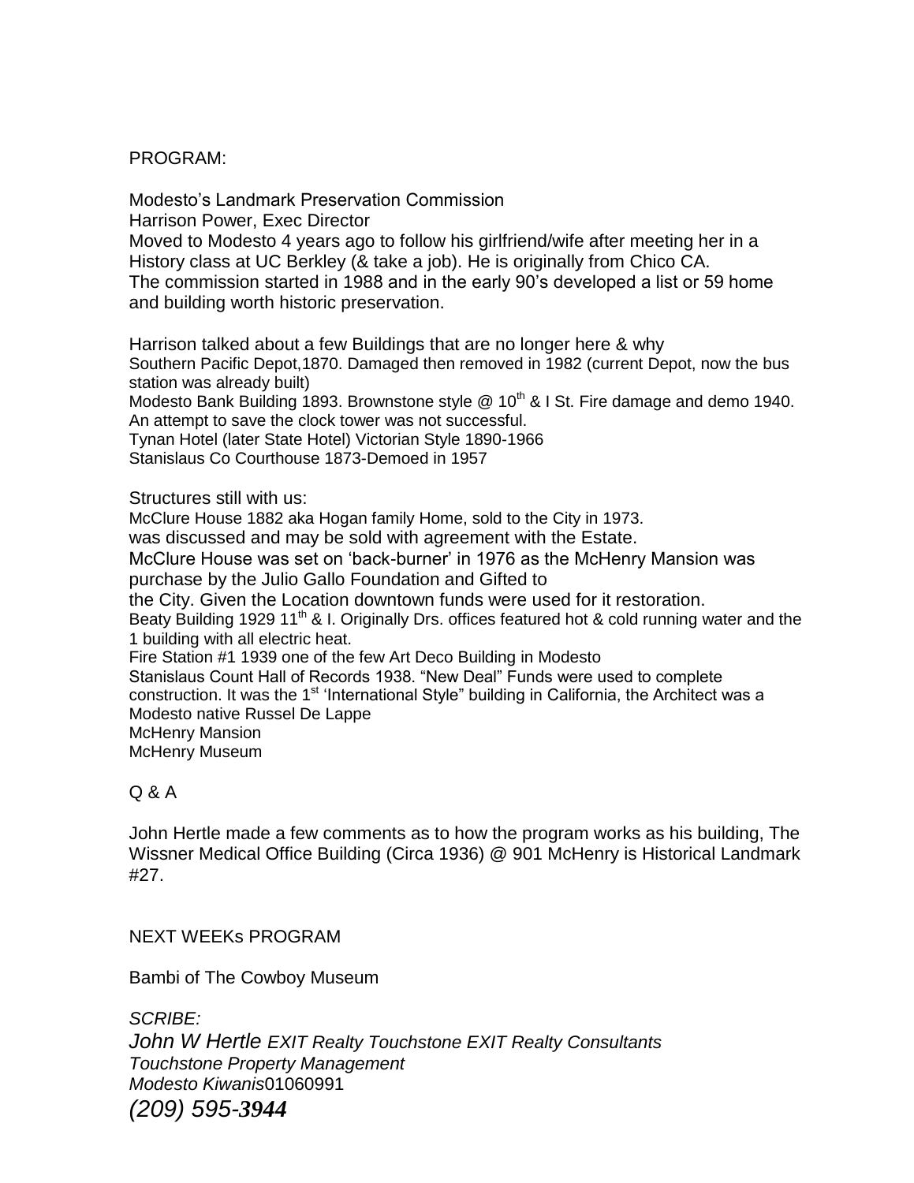PROGRAM:

Modesto's Landmark Preservation Commission
Harrison Power, Exec Director
Moved to Modesto 4 years ago to follow his girlfriend/wife after meeting her in a History class at UC Berkley (& take a job). He is originally from Chico CA.
The commission started in 1988 and in the early 90's developed a list or 59 home and building worth historic preservation.

Harrison talked about a few Buildings that are no longer here & why
Southern Pacific Depot,1870. Damaged then removed in 1982 (current Depot, now the bus station was already built)
Modesto Bank Building 1893. Brownstone style @ 10th & I St. Fire damage and demo 1940. An attempt to save the clock tower was not successful.
Tynan Hotel (later State Hotel) Victorian Style 1890-1966
Stanislaus Co Courthouse 1873-Demoed in 1957

Structures still with us:
McClure House 1882 aka Hogan family Home, sold to the City in 1973.
was discussed and may be sold with agreement with the Estate.
McClure House was set on 'back-burner' in 1976 as the McHenry Mansion was purchase by the Julio Gallo Foundation and Gifted to
the City. Given the Location downtown funds were used for it restoration.
Beaty Building 1929 11th & I. Originally Drs. offices featured hot & cold running water and the 1 building with all electric heat.
Fire Station #1 1939 one of the few Art Deco Building in Modesto
Stanislaus Count Hall of Records 1938. "New Deal" Funds were used to complete construction. It was the 1st 'International Style" building in California, the Architect was a Modesto native Russel De Lappe
McHenry Mansion
McHenry Museum

Q & A

John Hertle made a few comments as to how the program works as his building, The Wissner Medical Office Building (Circa 1936) @ 901 McHenry is Historical Landmark #27.

NEXT WEEKs PROGRAM

Bambi of The Cowboy Museum

*SCRIBE:*
*John W Hertle EXIT Realty Touchstone EXIT Realty Consultants*
*Touchstone Property Management*
*Modesto Kiwanis*01060991
*(209) 595-3944*